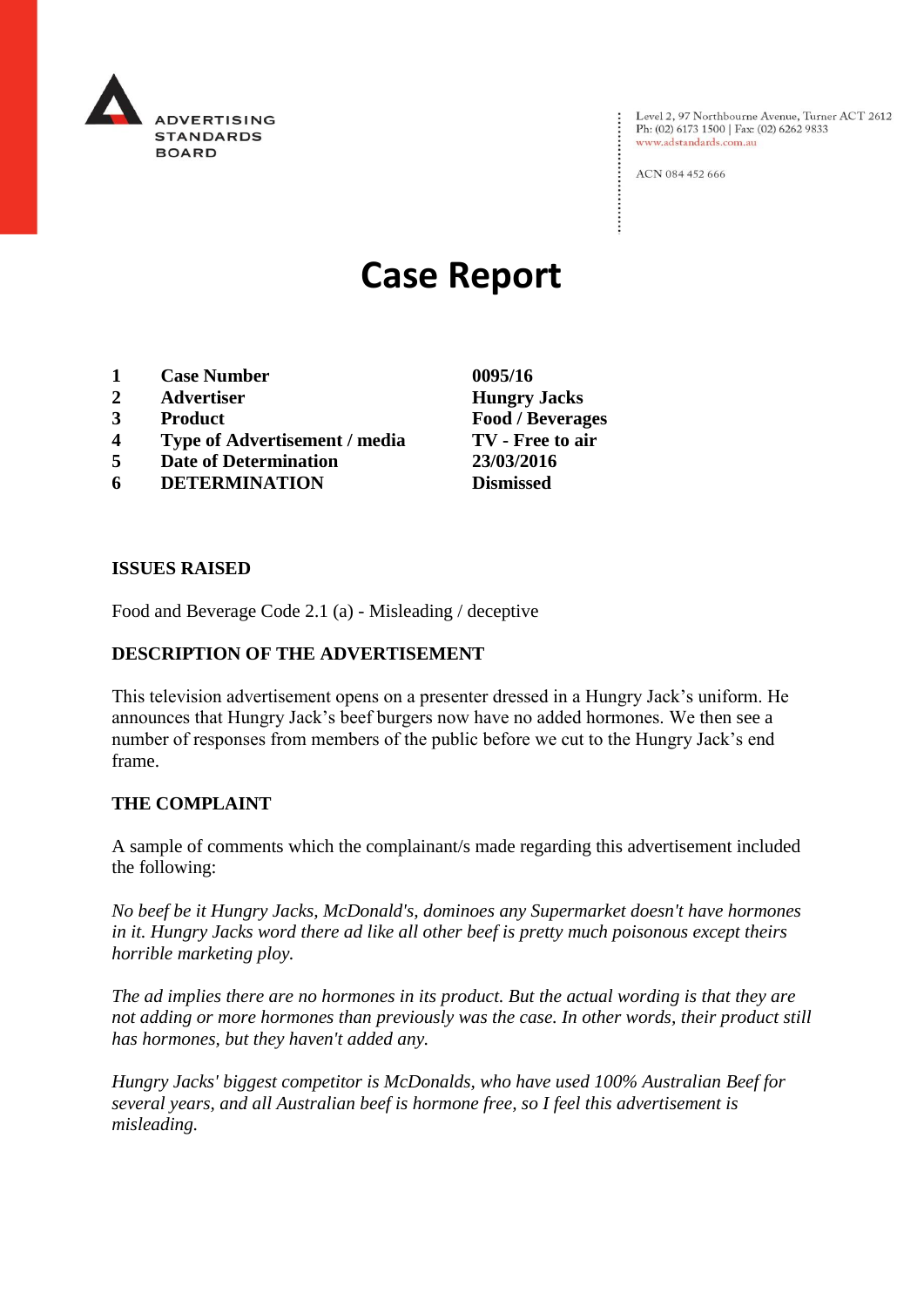ADVERTISING STANDARDS BOARD

Level 2, 97 Northbourne Avenue, Turner ACT 2612
Ph: (02) 6173 1500 | Fax: (02) 6262 9833
www.adstandards.com.au

ACN 084 452 666

# Case Report

| | | |
|---|---|---|
| **1** | **Case Number** | **0095/16** |
| **2** | **Advertiser** | **Hungry Jacks** |
| **3** | **Product** | **Food / Beverages** |
| **4** | **Type of Advertisement / media** | **TV - Free to air** |
| **5** | **Date of Determination** | **23/03/2016** |
| **6** | **DETERMINATION** | **Dismissed** |

## ISSUES RAISED

Food and Beverage Code 2.1 (a) - Misleading / deceptive

## DESCRIPTION OF THE ADVERTISEMENT

This television advertisement opens on a presenter dressed in a Hungry Jack's uniform. He announces that Hungry Jack's beef burgers now have no added hormones. We then see a number of responses from members of the public before we cut to the Hungry Jack's end frame.

## THE COMPLAINT

A sample of comments which the complainant/s made regarding this advertisement included the following:

*No beef be it Hungry Jacks, McDonald's, dominoes any Supermarket doesn't have hormones in it. Hungry Jacks word there ad like all other beef is pretty much poisonous except theirs horrible marketing ploy.*

*The ad implies there are no hormones in its product. But the actual wording is that they are not adding or more hormones than previously was the case. In other words, their product still has hormones, but they haven't added any.*

*Hungry Jacks' biggest competitor is McDonalds, who have used 100% Australian Beef for several years, and all Australian beef is hormone free, so I feel this advertisement is misleading.*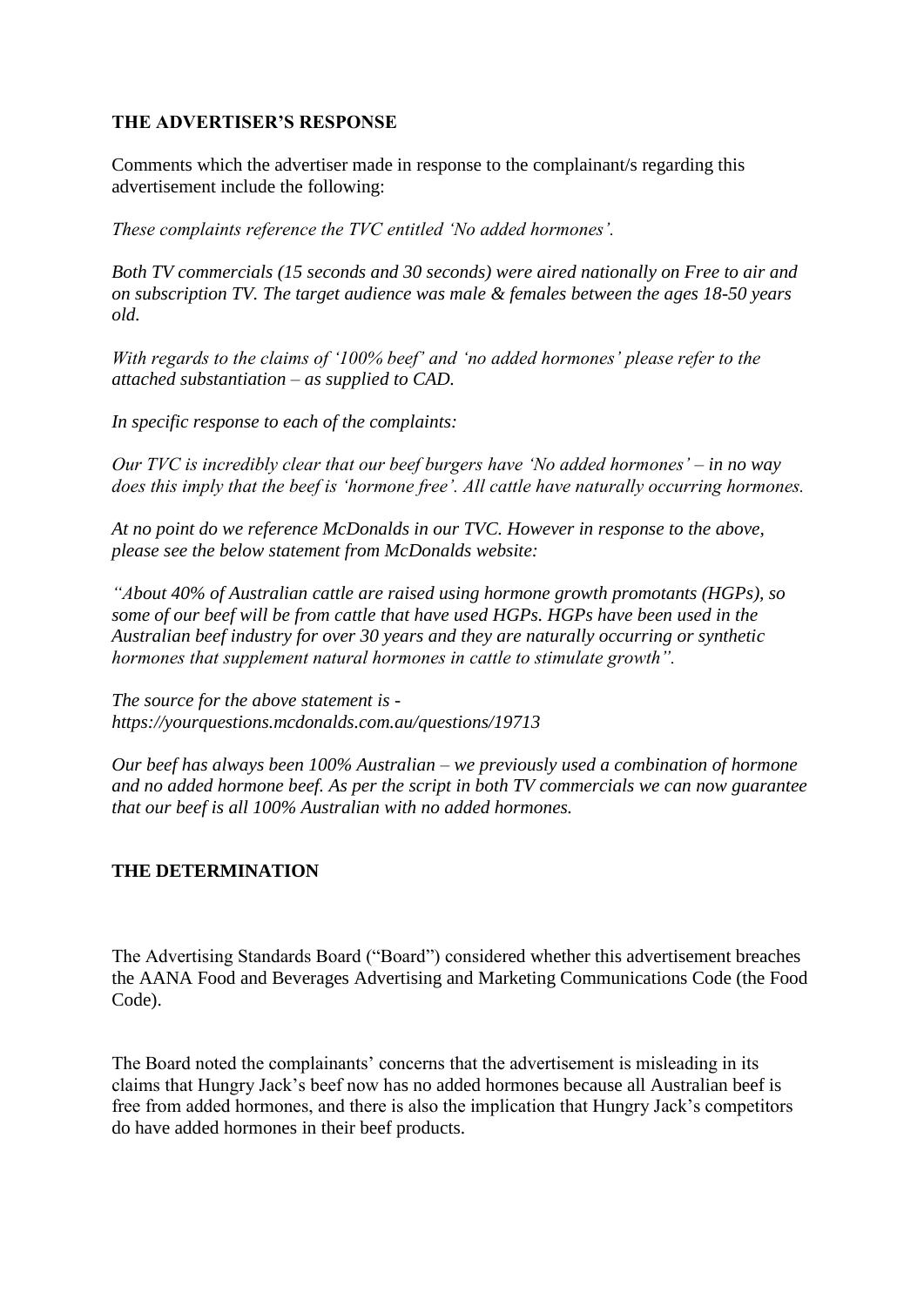**THE ADVERTISER'S RESPONSE**

Comments which the advertiser made in response to the complainant/s regarding this advertisement include the following:

*These complaints reference the TVC entitled 'No added hormones'.*

*Both TV commercials (15 seconds and 30 seconds) were aired nationally on Free to air and on subscription TV. The target audience was male & females between the ages 18-50 years old.*

*With regards to the claims of '100% beef' and 'no added hormones' please refer to the attached substantiation – as supplied to CAD.*

*In specific response to each of the complaints:*

*Our TVC is incredibly clear that our beef burgers have 'No added hormones' – in no way does this imply that the beef is 'hormone free'. All cattle have naturally occurring hormones.*

*At no point do we reference McDonalds in our TVC. However in response to the above, please see the below statement from McDonalds website:*

*"About 40% of Australian cattle are raised using hormone growth promotants (HGPs), so some of our beef will be from cattle that have used HGPs. HGPs have been used in the Australian beef industry for over 30 years and they are naturally occurring or synthetic hormones that supplement natural hormones in cattle to stimulate growth".*

*The source for the above statement is - https://yourquestions.mcdonalds.com.au/questions/19713*

*Our beef has always been 100% Australian – we previously used a combination of hormone and no added hormone beef. As per the script in both TV commercials we can now guarantee that our beef is all 100% Australian with no added hormones.*

**THE DETERMINATION**

The Advertising Standards Board ("Board") considered whether this advertisement breaches the AANA Food and Beverages Advertising and Marketing Communications Code (the Food Code).

The Board noted the complainants' concerns that the advertisement is misleading in its claims that Hungry Jack's beef now has no added hormones because all Australian beef is free from added hormones, and there is also the implication that Hungry Jack's competitors do have added hormones in their beef products.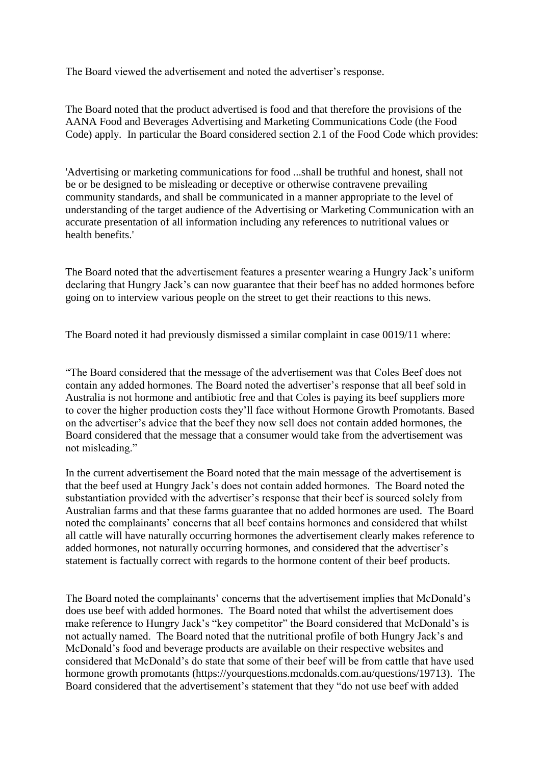The Board viewed the advertisement and noted the advertiser's response.

The Board noted that the product advertised is food and that therefore the provisions of the AANA Food and Beverages Advertising and Marketing Communications Code (the Food Code) apply. In particular the Board considered section 2.1 of the Food Code which provides:

'Advertising or marketing communications for food ...shall be truthful and honest, shall not be or be designed to be misleading or deceptive or otherwise contravene prevailing community standards, and shall be communicated in a manner appropriate to the level of understanding of the target audience of the Advertising or Marketing Communication with an accurate presentation of all information including any references to nutritional values or health benefits.'

The Board noted that the advertisement features a presenter wearing a Hungry Jack's uniform declaring that Hungry Jack's can now guarantee that their beef has no added hormones before going on to interview various people on the street to get their reactions to this news.

The Board noted it had previously dismissed a similar complaint in case 0019/11 where:

"The Board considered that the message of the advertisement was that Coles Beef does not contain any added hormones. The Board noted the advertiser's response that all beef sold in Australia is not hormone and antibiotic free and that Coles is paying its beef suppliers more to cover the higher production costs they'll face without Hormone Growth Promotants. Based on the advertiser's advice that the beef they now sell does not contain added hormones, the Board considered that the message that a consumer would take from the advertisement was not misleading."

In the current advertisement the Board noted that the main message of the advertisement is that the beef used at Hungry Jack's does not contain added hormones. The Board noted the substantiation provided with the advertiser's response that their beef is sourced solely from Australian farms and that these farms guarantee that no added hormones are used. The Board noted the complainants' concerns that all beef contains hormones and considered that whilst all cattle will have naturally occurring hormones the advertisement clearly makes reference to added hormones, not naturally occurring hormones, and considered that the advertiser's statement is factually correct with regards to the hormone content of their beef products.

The Board noted the complainants' concerns that the advertisement implies that McDonald's does use beef with added hormones. The Board noted that whilst the advertisement does make reference to Hungry Jack's "key competitor" the Board considered that McDonald's is not actually named. The Board noted that the nutritional profile of both Hungry Jack's and McDonald's food and beverage products are available on their respective websites and considered that McDonald's do state that some of their beef will be from cattle that have used hormone growth promotants (https://yourquestions.mcdonalds.com.au/questions/19713). The Board considered that the advertisement's statement that they "do not use beef with added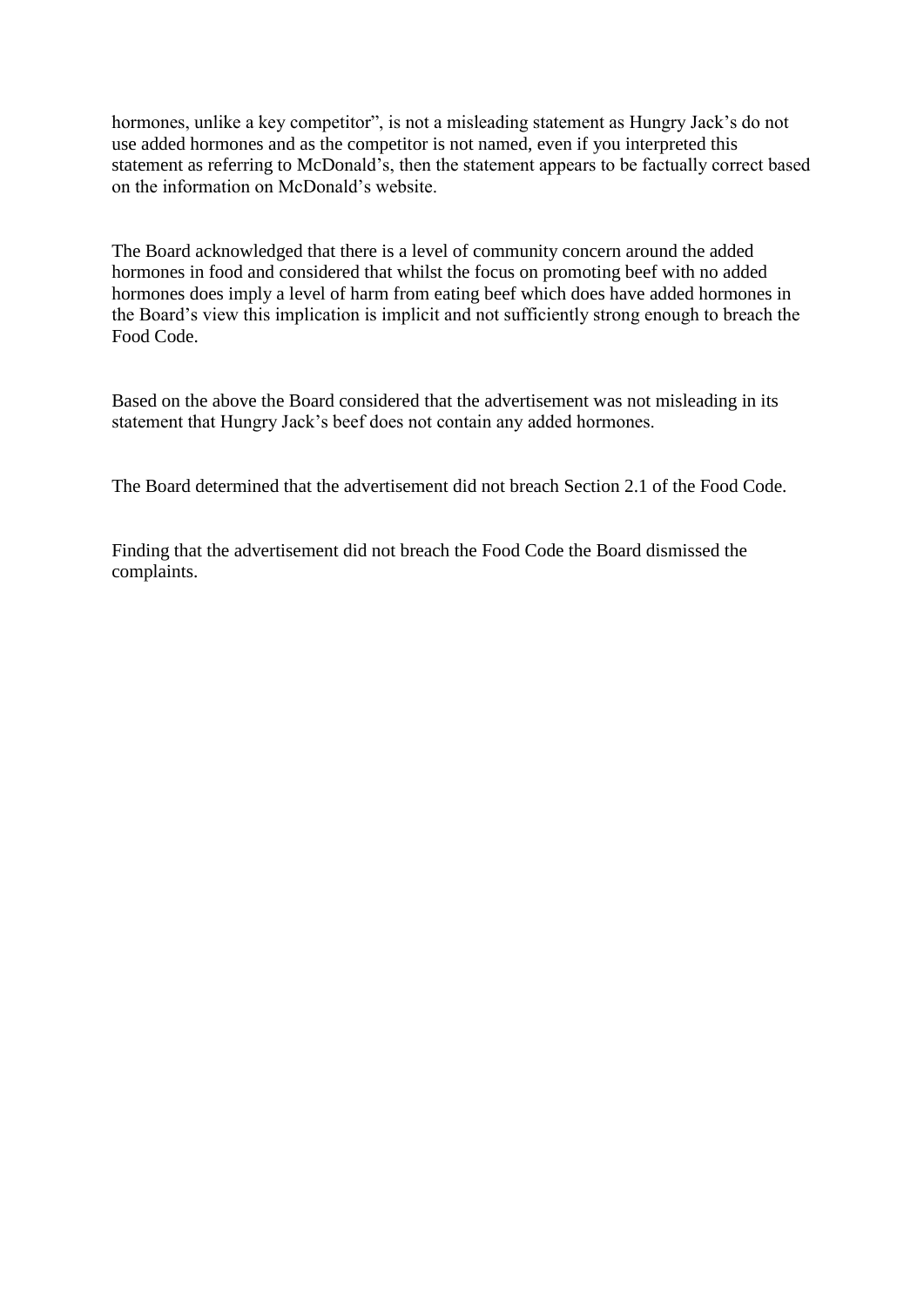hormones, unlike a key competitor", is not a misleading statement as Hungry Jack's do not use added hormones and as the competitor is not named, even if you interpreted this statement as referring to McDonald's, then the statement appears to be factually correct based on the information on McDonald's website.

The Board acknowledged that there is a level of community concern around the added hormones in food and considered that whilst the focus on promoting beef with no added hormones does imply a level of harm from eating beef which does have added hormones in the Board's view this implication is implicit and not sufficiently strong enough to breach the Food Code.

Based on the above the Board considered that the advertisement was not misleading in its statement that Hungry Jack's beef does not contain any added hormones.

The Board determined that the advertisement did not breach Section 2.1 of the Food Code.

Finding that the advertisement did not breach the Food Code the Board dismissed the complaints.